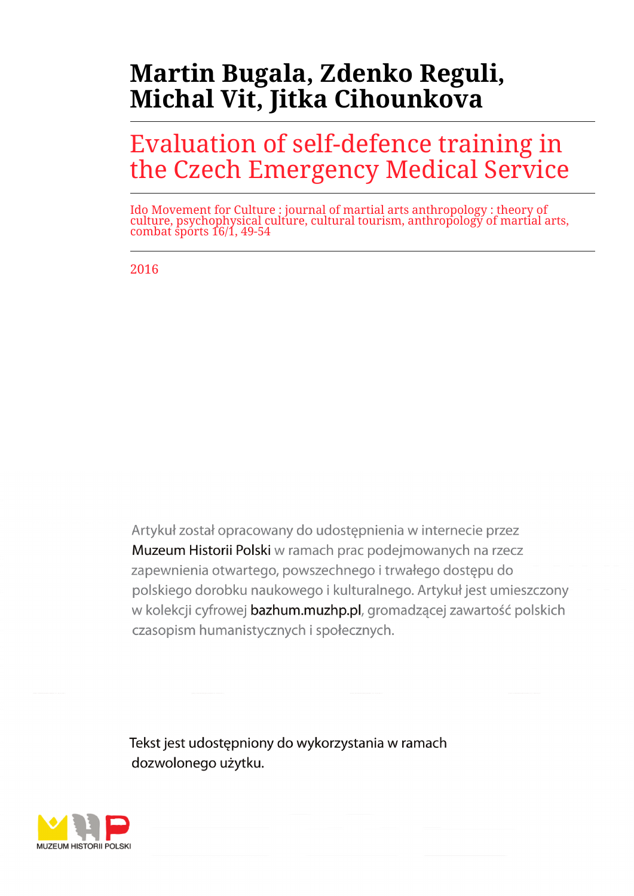# Martin Bugala, Zdenko Reguli, Michal Vit, Jitka Cihounkova

## Evaluation of self-defence training in the Czech Emergency Medical Service

Ido Movement for Culture : journal of martial arts anthropology : theory of culture, psychophysical culture, cultural tourism, anthropology of martial arts, combat sports 16/1, 49-54

2016

Artykuł został opracowany do udostępnienia w internecie przez Muzeum Historii Polski w ramach prac podejmowanych na rzecz zapewnienia otwartego, powszechnego i trwałego dostępu do polskiego dorobku naukowego i kulturalnego. Artykuł jest umieszczony w kolekcji cyfrowej bazhum.muzhp.pl, gromadzącej zawartość polskich czasopism humanistycznych i społecznych.

Tekst jest udostępniony do wykorzystania w ramach dozwolonego użytku.

MUZEUM HISTORII POLSKI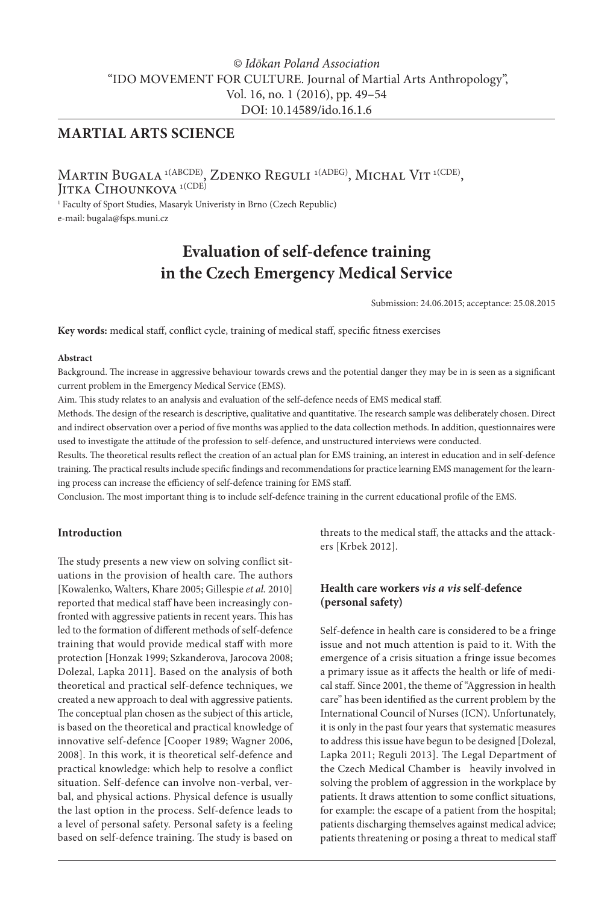# MARTIAL ARTS SCIENCE

Martin Bugala [1(ABCDE)], Zdenko Reguli [1(ADEG)], Michal Vit [1(CDE)], Jitka Cihounkova [1(CDE)]

[1] Faculty of Sport Studies, Masaryk Univeristy in Brno (Czech Republic)
e-mail: bugala@fsps.muni.cz

# Evaluation of self-defence training in the Czech Emergency Medical Service

Submission: 24.06.2015; acceptance: 25.08.2015

**Key words:** medical staff, conflict cycle, training of medical staff, specific fitness exercises

**Abstract**

Background. The increase in aggressive behaviour towards crews and the potential danger they may be in is seen as a significant current problem in the Emergency Medical Service (EMS).

Aim. This study relates to an analysis and evaluation of the self-defence needs of EMS medical staff.

Methods. The design of the research is descriptive, qualitative and quantitative. The research sample was deliberately chosen. Direct and indirect observation over a period of five months was applied to the data collection methods. In addition, questionnaires were used to investigate the attitude of the profession to self-defence, and unstructured interviews were conducted.

Results. The theoretical results reflect the creation of an actual plan for EMS training, an interest in education and in self-defence training. The practical results include specific findings and recommendations for practice learning EMS management for the learning process can increase the efficiency of self-defence training for EMS staff.

Conclusion. The most important thing is to include self-defence training in the current educational profile of the EMS.

## Introduction

The study presents a new view on solving conflict situations in the provision of health care. The authors [Kowalenko, Walters, Khare 2005; Gillespie *et al.* 2010] reported that medical staff have been increasingly confronted with aggressive patients in recent years. This has led to the formation of different methods of self-defence training that would provide medical staff with more protection [Honzak 1999; Szkanderova, Jarocova 2008; Dolezal, Lapka 2011]. Based on the analysis of both theoretical and practical self-defence techniques, we created a new approach to deal with aggressive patients. The conceptual plan chosen as the subject of this article, is based on the theoretical and practical knowledge of innovative self-defence [Cooper 1989; Wagner 2006, 2008]. In this work, it is theoretical self-defence and practical knowledge: which help to resolve a conflict situation. Self-defence can involve non-verbal, verbal, and physical actions. Physical defence is usually the last option in the process. Self-defence leads to a level of personal safety. Personal safety is a feeling based on self-defence training. The study is based on threats to the medical staff, the attacks and the attackers [Krbek 2012].

## Health care workers *vis a vis* self-defence (personal safety)

Self-defence in health care is considered to be a fringe issue and not much attention is paid to it. With the emergence of a crisis situation a fringe issue becomes a primary issue as it affects the health or life of medical staff. Since 2001, the theme of "Aggression in health care" has been identified as the current problem by the International Council of Nurses (ICN). Unfortunately, it is only in the past four years that systematic measures to address this issue have begun to be designed [Dolezal, Lapka 2011; Reguli 2013]. The Legal Department of the Czech Medical Chamber is heavily involved in solving the problem of aggression in the workplace by patients. It draws attention to some conflict situations, for example: the escape of a patient from the hospital; patients discharging themselves against medical advice; patients threatening or posing a threat to medical staff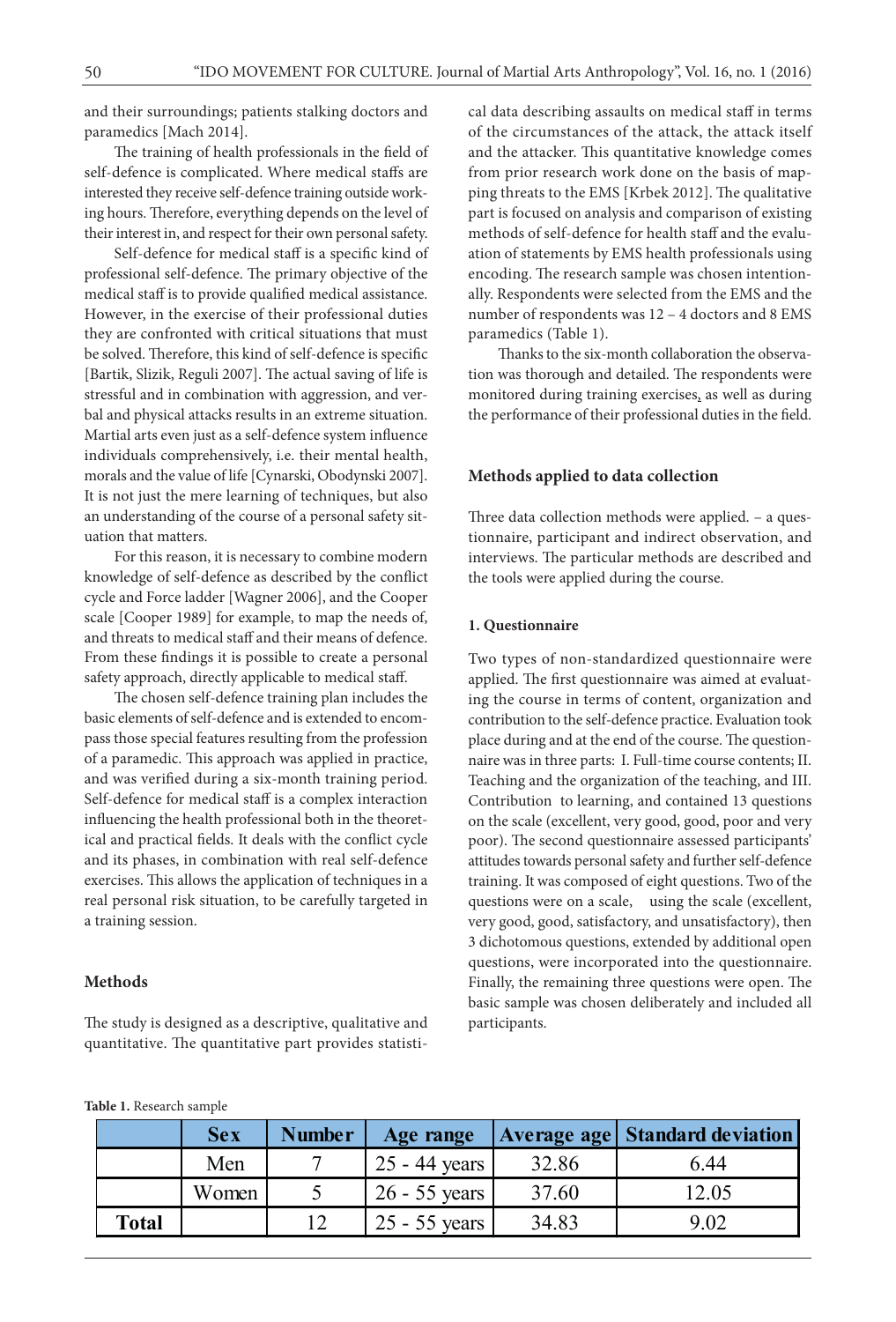and their surroundings; patients stalking doctors and paramedics [Mach 2014].

The training of health professionals in the field of self-defence is complicated. Where medical staffs are interested they receive self-defence training outside working hours. Therefore, everything depends on the level of their interest in, and respect for their own personal safety.

Self-defence for medical staff is a specific kind of professional self-defence. The primary objective of the medical staff is to provide qualified medical assistance. However, in the exercise of their professional duties they are confronted with critical situations that must be solved. Therefore, this kind of self-defence is specific [Bartik, Slizik, Reguli 2007]. The actual saving of life is stressful and in combination with aggression, and verbal and physical attacks results in an extreme situation. Martial arts even just as a self-defence system influence individuals comprehensively, i.e. their mental health, morals and the value of life [Cynarski, Obodynski 2007]. It is not just the mere learning of techniques, but also an understanding of the course of a personal safety situation that matters.

For this reason, it is necessary to combine modern knowledge of self-defence as described by the conflict cycle and Force ladder [Wagner 2006], and the Cooper scale [Cooper 1989] for example, to map the needs of, and threats to medical staff and their means of defence. From these findings it is possible to create a personal safety approach, directly applicable to medical staff.

The chosen self-defence training plan includes the basic elements of self-defence and is extended to encompass those special features resulting from the profession of a paramedic. This approach was applied in practice, and was verified during a six-month training period. Self-defence for medical staff is a complex interaction influencing the health professional both in the theoretical and practical fields. It deals with the conflict cycle and its phases, in combination with real self-defence exercises. This allows the application of techniques in a real personal risk situation, to be carefully targeted in a training session.

## Methods

The study is designed as a descriptive, qualitative and quantitative. The quantitative part provides statistical data describing assaults on medical staff in terms of the circumstances of the attack, the attack itself and the attacker. This quantitative knowledge comes from prior research work done on the basis of mapping threats to the EMS [Krbek 2012]. The qualitative part is focused on analysis and comparison of existing methods of self-defence for health staff and the evaluation of statements by EMS health professionals using encoding. The research sample was chosen intentionally. Respondents were selected from the EMS and the number of respondents was 12 – 4 doctors and 8 EMS paramedics (Table 1).

Thanks to the six-month collaboration the observation was thorough and detailed. The respondents were monitored during training exercises, as well as during the performance of their professional duties in the field.

### Methods applied to data collection

Three data collection methods were applied. – a questionnaire, participant and indirect observation, and interviews. The particular methods are described and the tools were applied during the course.

#### 1. Questionnaire

Two types of non-standardized questionnaire were applied. The first questionnaire was aimed at evaluating the course in terms of content, organization and contribution to the self-defence practice. Evaluation took place during and at the end of the course. The questionnaire was in three parts: I. Full-time course contents; II. Teaching and the organization of the teaching, and III. Contribution to learning, and contained 13 questions on the scale (excellent, very good, good, poor and very poor). The second questionnaire assessed participants' attitudes towards personal safety and further self-defence training. It was composed of eight questions. Two of the questions were on a scale, using the scale (excellent, very good, good, satisfactory, and unsatisfactory), then 3 dichotomous questions, extended by additional open questions, were incorporated into the questionnaire. Finally, the remaining three questions were open. The basic sample was chosen deliberately and included all participants.

**Table 1.** Research sample

| | Sex | Number | Age range | Average age | Standard deviation |
|---|---|---|---|---|---|
| | Men | 7 | 25 - 44 years | 32.86 | 6.44 |
| | Women | 5 | 26 - 55 years | 37.60 | 12.05 |
| **Total** | | 12 | 25 - 55 years | 34.83 | 9.02 |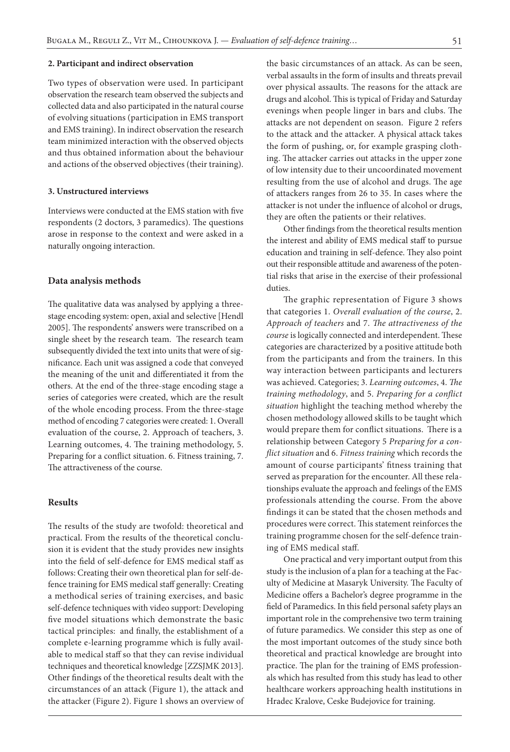**2. Participant and indirect observation**

Two types of observation were used. In participant observation the research team observed the subjects and collected data and also participated in the natural course of evolving situations (participation in EMS transport and EMS training). In indirect observation the research team minimized interaction with the observed objects and thus obtained information about the behaviour and actions of the observed objectives (their training).

**3. Unstructured interviews**

Interviews were conducted at the EMS station with five respondents (2 doctors, 3 paramedics). The questions arose in response to the context and were asked in a naturally ongoing interaction.

### Data analysis methods

The qualitative data was analysed by applying a three-stage encoding system: open, axial and selective [Hendl 2005]. The respondents' answers were transcribed on a single sheet by the research team. The research team subsequently divided the text into units that were of significance. Each unit was assigned a code that conveyed the meaning of the unit and differentiated it from the others. At the end of the three-stage encoding stage a series of categories were created, which are the result of the whole encoding process. From the three-stage method of encoding 7 categories were created: 1. Overall evaluation of the course, 2. Approach of teachers, 3. Learning outcomes, 4. The training methodology, 5. Preparing for a conflict situation. 6. Fitness training, 7. The attractiveness of the course.

### Results

The results of the study are twofold: theoretical and practical. From the results of the theoretical conclusion it is evident that the study provides new insights into the field of self-defence for EMS medical staff as follows: Creating their own theoretical plan for self-defence training for EMS medical staff generally: Creating a methodical series of training exercises, and basic self-defence techniques with video support: Developing five model situations which demonstrate the basic tactical principles: and finally, the establishment of a complete e-learning programme which is fully available to medical staff so that they can revise individual techniques and theoretical knowledge [ZZSJMK 2013]. Other findings of the theoretical results dealt with the circumstances of an attack (Figure 1), the attack and the attacker (Figure 2). Figure 1 shows an overview of the basic circumstances of an attack. As can be seen, verbal assaults in the form of insults and threats prevail over physical assaults. The reasons for the attack are drugs and alcohol. This is typical of Friday and Saturday evenings when people linger in bars and clubs. The attacks are not dependent on season. Figure 2 refers to the attack and the attacker. A physical attack takes the form of pushing, or, for example grasping clothing. The attacker carries out attacks in the upper zone of low intensity due to their uncoordinated movement resulting from the use of alcohol and drugs. The age of attackers ranges from 26 to 35. In cases where the attacker is not under the influence of alcohol or drugs, they are often the patients or their relatives.

Other findings from the theoretical results mention the interest and ability of EMS medical staff to pursue education and training in self-defence. They also point out their responsible attitude and awareness of the potential risks that arise in the exercise of their professional duties.

The graphic representation of Figure 3 shows that categories 1. *Overall evaluation of the course*, 2. *Approach of teachers* and 7. *The attractiveness of the course* is logically connected and interdependent. These categories are characterized by a positive attitude both from the participants and from the trainers. In this way interaction between participants and lecturers was achieved. Categories; 3. *Learning outcomes*, 4. *The training methodology*, and 5. *Preparing for a conflict situation* highlight the teaching method whereby the chosen methodology allowed skills to be taught which would prepare them for conflict situations. There is a relationship between Category 5 *Preparing for a conflict situation* and 6. *Fitness training* which records the amount of course participants' fitness training that served as preparation for the encounter. All these relationships evaluate the approach and feelings of the EMS professionals attending the course. From the above findings it can be stated that the chosen methods and procedures were correct. This statement reinforces the training programme chosen for the self-defence training of EMS medical staff.

One practical and very important output from this study is the inclusion of a plan for a teaching at the Faculty of Medicine at Masaryk University. The Faculty of Medicine offers a Bachelor's degree programme in the field of Paramedics. In this field personal safety plays an important role in the comprehensive two term training of future paramedics. We consider this step as one of the most important outcomes of the study since both theoretical and practical knowledge are brought into practice. The plan for the training of EMS professionals which has resulted from this study has lead to other healthcare workers approaching health institutions in Hradec Kralove, Ceske Budejovice for training.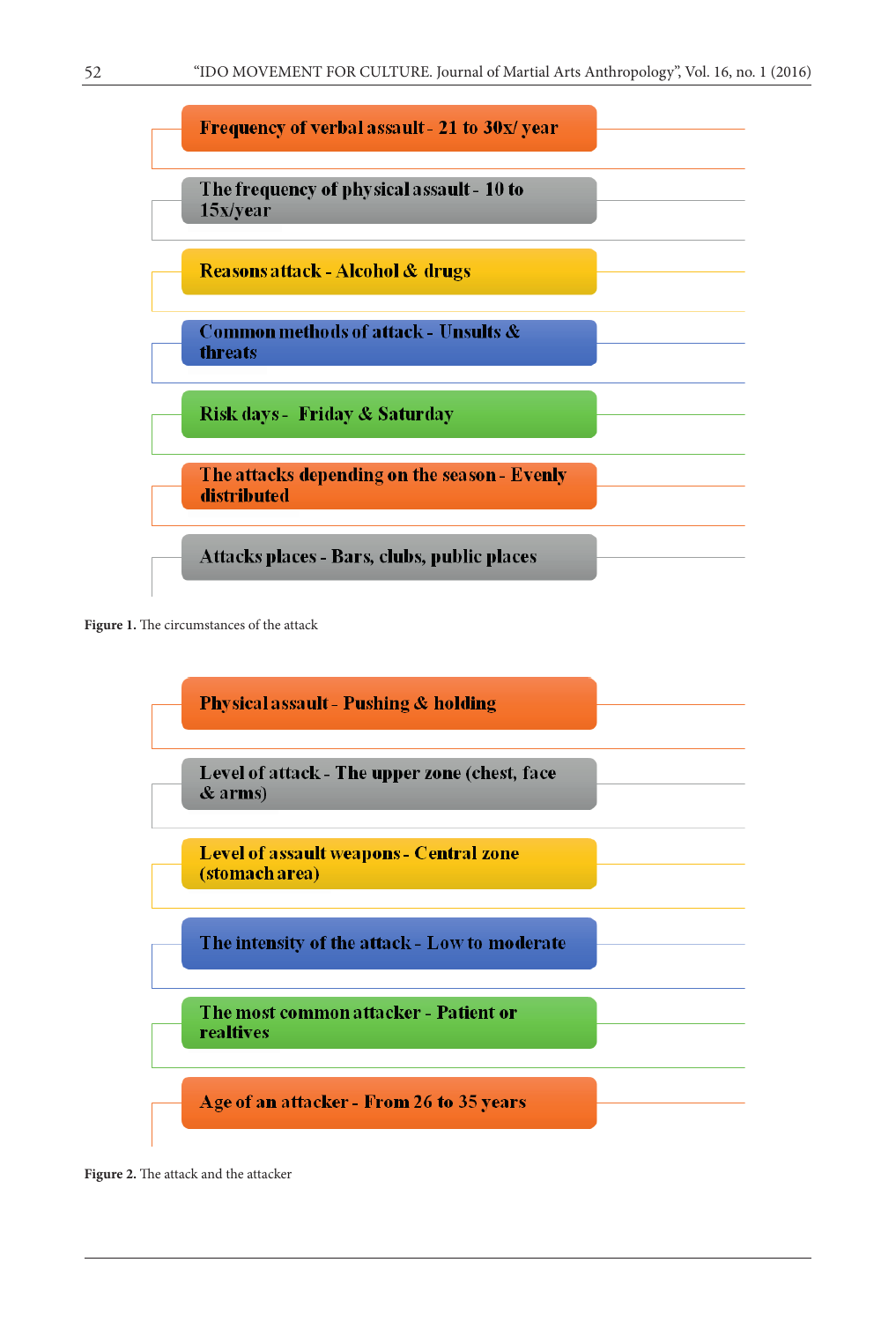Frequency of verbal assault - 21 to 30x/ year

The frequency of physical assault - 10 to 15x/year

Reasons attack - Alcohol & drugs

Common methods of attack - Unsults & threats

Risk days - Friday & Saturday

The attacks depending on the season - Evenly distributed

Attacks places - Bars, clubs, public places

**Figure 1.** The circumstances of the attack

Physical assault - Pushing & holding

Level of attack - The upper zone (chest, face & arms)

Level of assault weapons - Central zone (stomach area)

The intensity of the attack - Low to moderate

The most common attacker - Patient or realtives

Age of an attacker - From 26 to 35 years

**Figure 2.** The attack and the attacker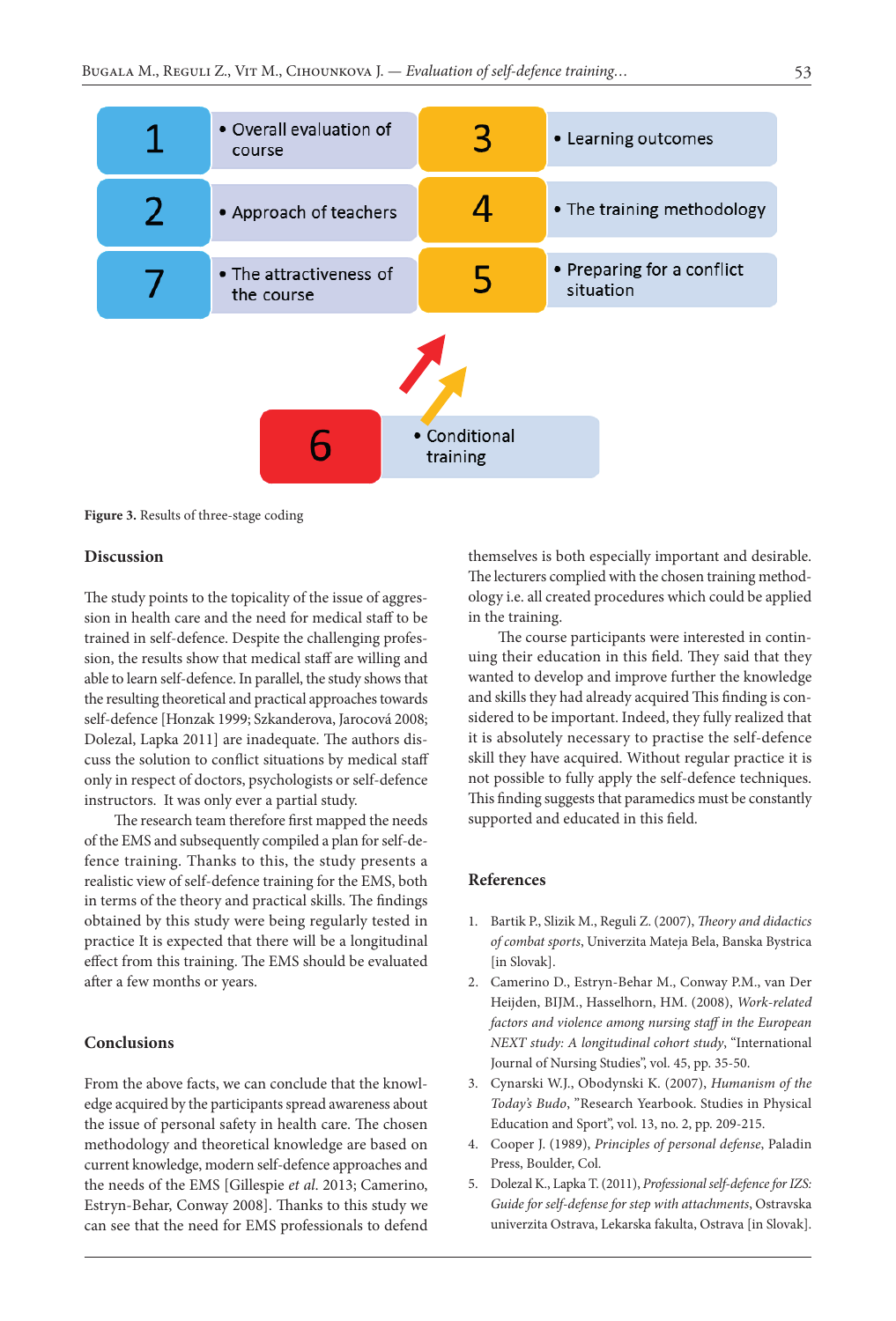| 1 | Overall evaluation of course | 3 | Learning outcomes |
|---|---|---|---|
| 2 | Approach of teachers | 4 | The training methodology |
| 7 | The attractiveness of the course | 5 | Preparing for a conflict situation |
| 6 | Conditional training | | |

**Figure 3.** Results of three-stage coding

## Discussion

The study points to the topicality of the issue of aggression in health care and the need for medical staff to be trained in self-defence. Despite the challenging profession, the results show that medical staff are willing and able to learn self-defence. In parallel, the study shows that the resulting theoretical and practical approaches towards self-defence [Honzak 1999; Szkanderova, Jarocová 2008; Dolezal, Lapka 2011] are inadequate. The authors discuss the solution to conflict situations by medical staff only in respect of doctors, psychologists or self-defence instructors. It was only ever a partial study.

The research team therefore first mapped the needs of the EMS and subsequently compiled a plan for self-defence training. Thanks to this, the study presents a realistic view of self-defence training for the EMS, both in terms of the theory and practical skills. The findings obtained by this study were being regularly tested in practice It is expected that there will be a longitudinal effect from this training. The EMS should be evaluated after a few months or years.

## Conclusions

From the above facts, we can conclude that the knowledge acquired by the participants spread awareness about the issue of personal safety in health care. The chosen methodology and theoretical knowledge are based on current knowledge, modern self-defence approaches and the needs of the EMS [Gillespie *et al.* 2013; Camerino, Estryn-Behar, Conway 2008]. Thanks to this study we can see that the need for EMS professionals to defend themselves is both especially important and desirable. The lecturers complied with the chosen training methodology i.e. all created procedures which could be applied in the training.

The course participants were interested in continuing their education in this field. They said that they wanted to develop and improve further the knowledge and skills they had already acquired This finding is considered to be important. Indeed, they fully realized that it is absolutely necessary to practise the self-defence skill they have acquired. Without regular practice it is not possible to fully apply the self-defence techniques. This finding suggests that paramedics must be constantly supported and educated in this field.

## References

1. Bartik P., Slizik M., Reguli Z. (2007), *Theory and didactics of combat sports*, Univerzita Mateja Bela, Banska Bystrica [in Slovak].
2. Camerino D., Estryn-Behar M., Conway P.M., van Der Heijden, BIJM., Hasselhorn, HM. (2008), *Work-related factors and violence among nursing staff in the European NEXT study: A longitudinal cohort study*, "International Journal of Nursing Studies", vol. 45, pp. 35-50.
3. Cynarski W.J., Obodynski K. (2007), *Humanism of the Today's Budo*, "Research Yearbook. Studies in Physical Education and Sport", vol. 13, no. 2, pp. 209-215.
4. Cooper J. (1989), *Principles of personal defense*, Paladin Press, Boulder, Col.
5. Dolezal K., Lapka T. (2011), *Professional self-defence for IZS: Guide for self-defense for step with attachments*, Ostravska univerzita Ostrava, Lekarska fakulta, Ostrava [in Slovak].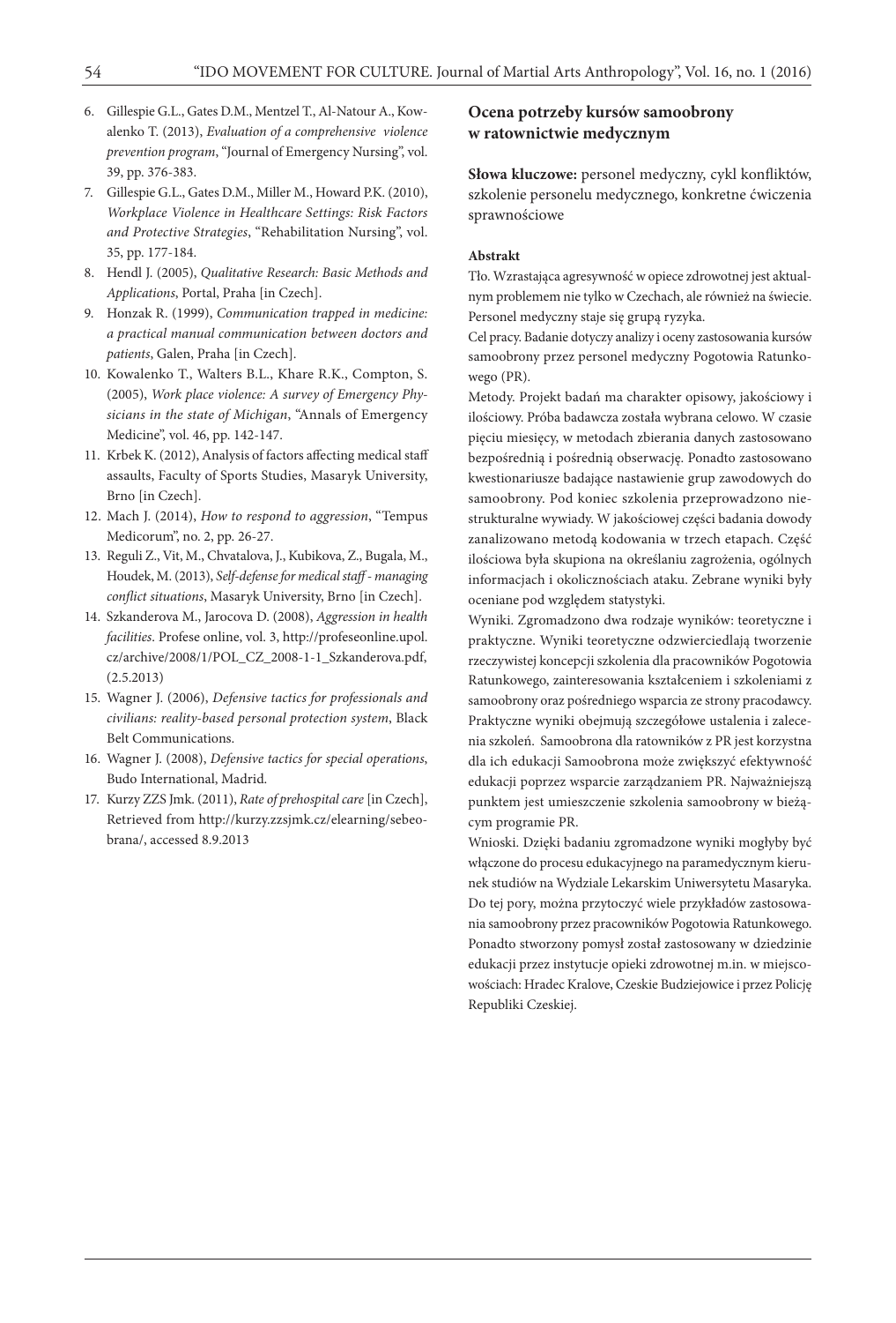6. Gillespie G.L., Gates D.M., Mentzel T., Al-Natour A., Kowalenko T. (2013), *Evaluation of a comprehensive violence prevention program*, "Journal of Emergency Nursing", vol. 39, pp. 376-383.
7. Gillespie G.L., Gates D.M., Miller M., Howard P.K. (2010), *Workplace Violence in Healthcare Settings: Risk Factors and Protective Strategies*, "Rehabilitation Nursing", vol. 35, pp. 177-184.
8. Hendl J. (2005), *Qualitative Research: Basic Methods and Applications*, Portal, Praha [in Czech].
9. Honzak R. (1999), *Communication trapped in medicine: a practical manual communication between doctors and patients*, Galen, Praha [in Czech].
10. Kowalenko T., Walters B.L., Khare R.K., Compton, S. (2005), *Work place violence: A survey of Emergency Physicians in the state of Michigan*, "Annals of Emergency Medicine", vol. 46, pp. 142-147.
11. Krbek K. (2012), Analysis of factors affecting medical staff assaults, Faculty of Sports Studies, Masaryk University, Brno [in Czech].
12. Mach J. (2014), *How to respond to aggression*, "Tempus Medicorum", no. 2, pp. 26-27.
13. Reguli Z., Vit, M., Chvatalova, J., Kubikova, Z., Bugala, M., Houdek, M. (2013), *Self-defense for medical staff - managing conflict situations*, Masaryk University, Brno [in Czech].
14. Szkanderova M., Jarocova D. (2008), *Aggression in health facilities*. Profese online, vol. 3, http://profeseonline.upol.cz/archive/2008/1/POL_CZ_2008-1-1_Szkanderova.pdf, (2.5.2013)
15. Wagner J. (2006), *Defensive tactics for professionals and civilians: reality-based personal protection system*, Black Belt Communications.
16. Wagner J. (2008), *Defensive tactics for special operations*, Budo International, Madrid.
17. Kurzy ZZS Jmk. (2011), *Rate of prehospital care* [in Czech], Retrieved from http://kurzy.zzsjmk.cz/elearning/sebeobrana/, accessed 8.9.2013

## Ocena potrzeby kursów samoobrony w ratownictwie medycznym

**Słowa kluczowe:** personel medyczny, cykl konfliktów, szkolenie personelu medycznego, konkretne ćwiczenia sprawnościowe

#### Abstrakt

Tło. Wzrastająca agresywność w opiece zdrowotnej jest aktualnym problemem nie tylko w Czechach, ale również na świecie. Personel medyczny staje się grupą ryzyka.

Cel pracy. Badanie dotyczy analizy i oceny zastosowania kursów samoobrony przez personel medyczny Pogotowia Ratunkowego (PR).

Metody. Projekt badań ma charakter opisowy, jakościowy i ilościowy. Próba badawcza została wybrana celowo. W czasie pięciu miesięcy, w metodach zbierania danych zastosowano bezpośrednią i pośrednią obserwację. Ponadto zastosowano kwestionariusze badające nastawienie grup zawodowych do samoobrony. Pod koniec szkolenia przeprowadzono niestrukturalne wywiady. W jakościowej części badania dowody zanalizowano metodą kodowania w trzech etapach. Część ilościowa była skupiona na określaniu zagrożenia, ogólnych informacjach i okolicznościach ataku. Zebrane wyniki były oceniane pod względem statystyki.

Wyniki. Zgromadzono dwa rodzaje wyników: teoretyczne i praktyczne. Wyniki teoretyczne odzwierciedlają tworzenie rzeczywistej koncepcji szkolenia dla pracowników Pogotowia Ratunkowego, zainteresowania kształceniem i szkoleniami z samoobrony oraz pośredniego wsparcia ze strony pracodawcy. Praktyczne wyniki obejmują szczegółowe ustalenia i zalecenia szkoleń. Samoobrona dla ratowników z PR jest korzystna dla ich edukacji Samoobrona może zwiększyć efektywność edukacji poprzez wsparcie zarządzaniem PR. Najważniejszą punktem jest umieszczenie szkolenia samoobrony w bieżącym programie PR.

Wnioski. Dzięki badaniu zgromadzone wyniki mogłyby być włączone do procesu edukacyjnego na paramedycznym kierunek studiów na Wydziale Lekarskim Uniwersytetu Masaryka. Do tej pory, można przytoczyć wiele przykładów zastosowania samoobrony przez pracowników Pogotowia Ratunkowego. Ponadto stworzony pomysł został zastosowany w dziedzinie edukacji przez instytucje opieki zdrowotnej m.in. w miejscowościach: Hradec Kralove, Czeskie Budziejowice i przez Policję Republiki Czeskiej.